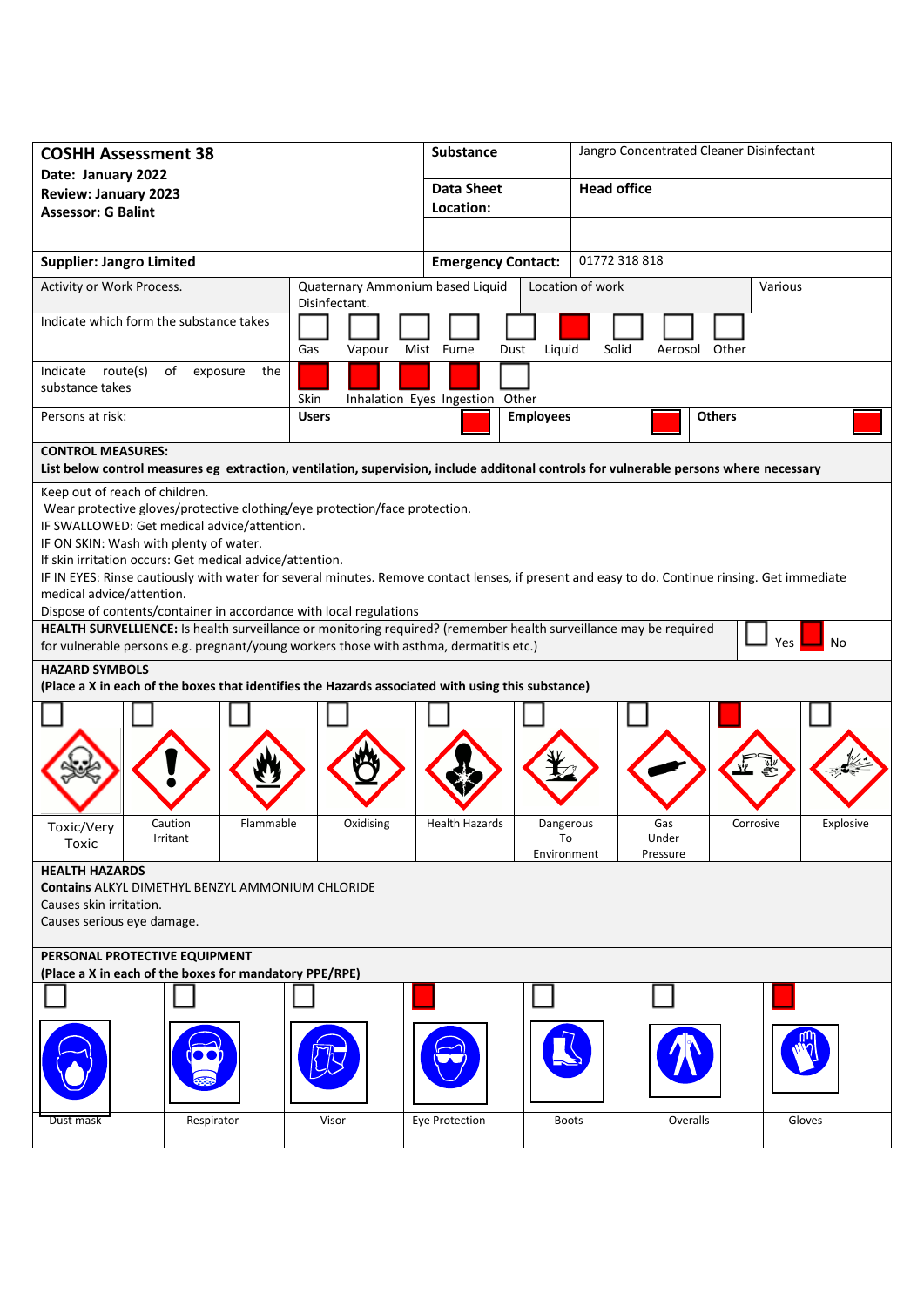| **COSHH Assessment 38**<br>**Date: January 2022**<br>**Review: January 2023**<br>**Assessor: G Balint** | **Substance** | Jangro Concentrated Cleaner Disinfectant |
|---|---|---|
| | **Data Sheet Location:** | **Head office** |
| **Supplier: Jangro Limited** | **Emergency Contact:** | 01772 318 818 |

| Activity or Work Process. | Quaternary Ammonium based Liquid Disinfectant. | Location of work | Various |
|---|---|---|---|

**Indicate which form the substance takes**

| Gas | Vapour | Mist | Fume | Dust | Liquid | Solid | Aerosol | Other |
|---|---|---|---|---|---|---|---|---|
| | | | | | X | | | |

**Indicate route(s) of exposure the substance takes**

| Skin | Inhalation | Eyes | Ingestion | Other |
|---|---|---|---|---|
| X | X | X | X | |

**Persons at risk:**

| Users | Employees | Others |
|---|---|---|
| X | X | X |

**CONTROL MEASURES:**
**List below control measures eg extraction, ventilation, supervision, include additonal controls for vulnerable persons where necessary**

Keep out of reach of children.
Wear protective gloves/protective clothing/eye protection/face protection.
IF SWALLOWED: Get medical advice/attention.
IF ON SKIN: Wash with plenty of water.
If skin irritation occurs: Get medical advice/attention.
IF IN EYES: Rinse cautiously with water for several minutes. Remove contact lenses, if present and easy to do. Continue rinsing. Get immediate medical advice/attention.
Dispose of contents/container in accordance with local regulations

**HEALTH SURVELLIENCE:** Is health surveillance or monitoring required? (remember health surveillance may be required for vulnerable persons e.g. pregnant/young workers those with asthma, dermatitis etc.)

| Yes | No |
|---|---|
| | X |

**HAZARD SYMBOLS**
**(Place a X in each of the boxes that identifies the Hazards associated with using this substance)**

| Toxic/Very Toxic | Caution Irritant | Flammable | Oxidising | Health Hazards | Dangerous To Environment | Gas Under Pressure | Corrosive | Explosive |
|---|---|---|---|---|---|---|---|---|
| | | | | | | | X | |

**HEALTH HAZARDS**
**Contains** ALKYL DIMETHYL BENZYL AMMONIUM CHLORIDE
Causes skin irritation.
Causes serious eye damage.

**PERSONAL PROTECTIVE EQUIPMENT**
**(Place a X in each of the boxes for mandatory PPE/RPE)**

| Dust mask | Respirator | Visor | Eye Protection | Boots | Overalls | Gloves |
|---|---|---|---|---|---|---|
| | | | X | | | X |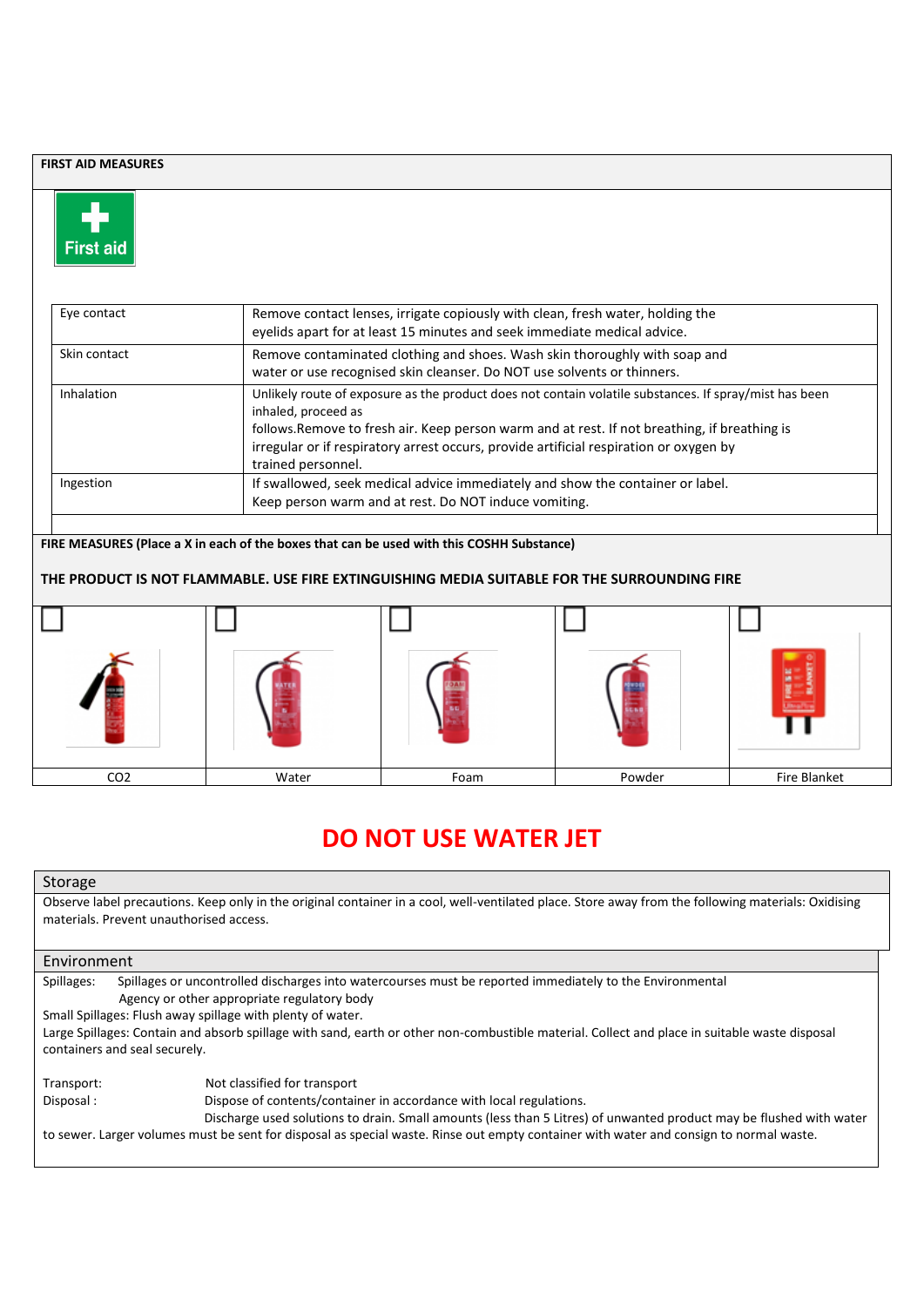## FIRST AID MEASURES

First aid

| | |
|---|---|
| Eye contact | Remove contact lenses, irrigate copiously with clean, fresh water, holding the eyelids apart for at least 15 minutes and seek immediate medical advice. |
| Skin contact | Remove contaminated clothing and shoes. Wash skin thoroughly with soap and water or use recognised skin cleanser. Do NOT use solvents or thinners. |
| Inhalation | Unlikely route of exposure as the product does not contain volatile substances. If spray/mist has been inhaled, proceed as follows.Remove to fresh air. Keep person warm and at rest. If not breathing, if breathing is irregular or if respiratory arrest occurs, provide artificial respiration or oxygen by trained personnel. |
| Ingestion | If swallowed, seek medical advice immediately and show the container or label. Keep person warm and at rest. Do NOT induce vomiting. |

## FIRE MEASURES (Place a X in each of the boxes that can be used with this COSHH Substance)

**THE PRODUCT IS NOT FLAMMABLE. USE FIRE EXTINGUISHING MEDIA SUITABLE FOR THE SURROUNDING FIRE**

| ☐ | ☐ | ☐ | ☐ | ☐ |
|---|---|---|---|---|
| $CO_2$ | Water | Foam | Powder | Fire Blanket |

# DO NOT USE WATER JET

## Storage

Observe label precautions. Keep only in the original container in a cool, well-ventilated place. Store away from the following materials: Oxidising materials. Prevent unauthorised access.

## Environment

Spillages: Spillages or uncontrolled discharges into watercourses must be reported immediately to the Environmental Agency or other appropriate regulatory body

Small Spillages: Flush away spillage with plenty of water.

Large Spillages: Contain and absorb spillage with sand, earth or other non-combustible material. Collect and place in suitable waste disposal containers and seal securely.

Transport: Not classified for transport

Disposal : Dispose of contents/container in accordance with local regulations.
Discharge used solutions to drain. Small amounts (less than 5 Litres) of unwanted product may be flushed with water to sewer. Larger volumes must be sent for disposal as special waste. Rinse out empty container with water and consign to normal waste.